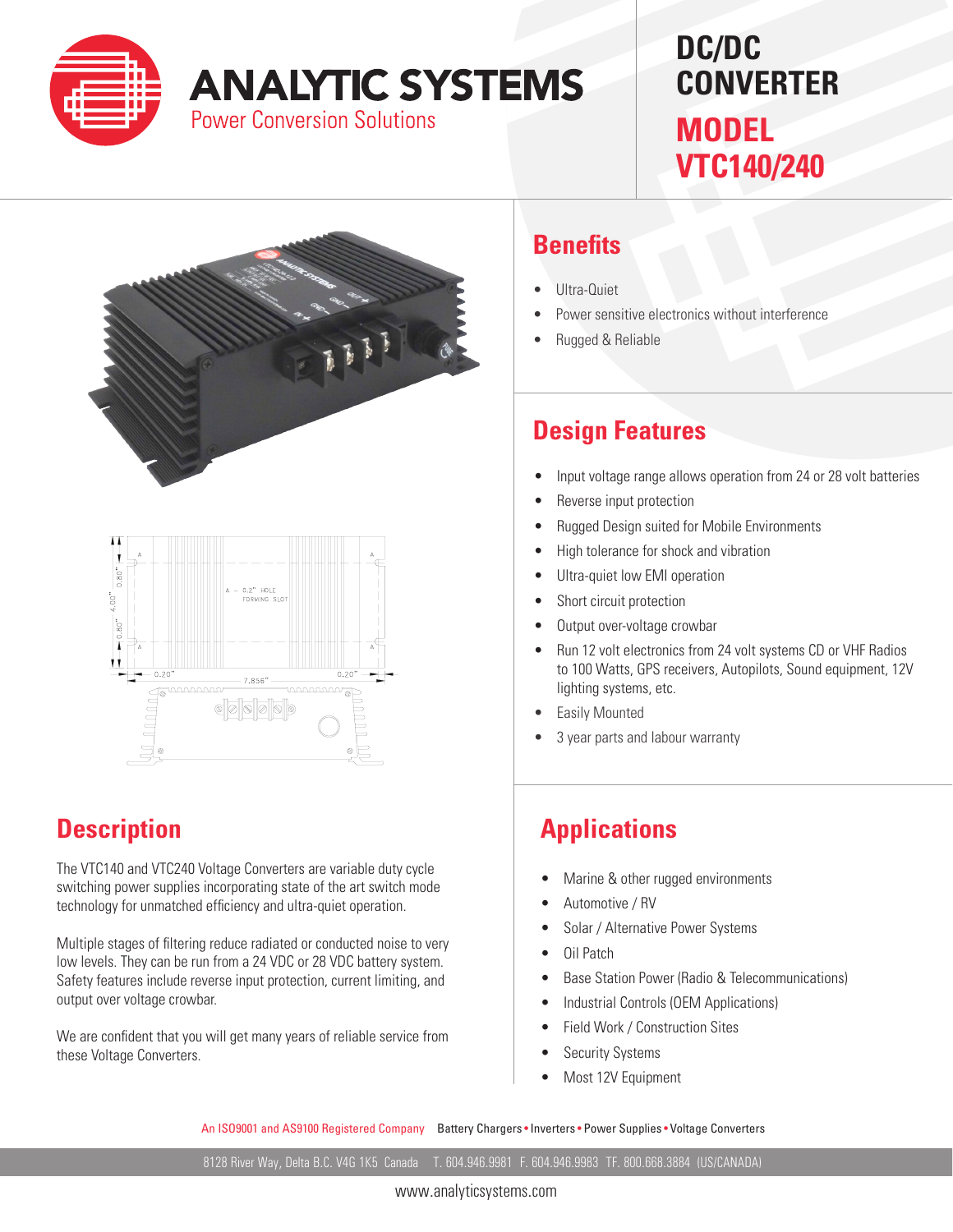# ANALYTIC SYSTEMS

Power Conversion Solutions

# DC/DC CONVERTER

## MODEL VTC140/240

## Benefits

- Ultra-Quiet
- Power sensitive electronics without interference
- Rugged & Reliable

## Design Features

- Input voltage range allows operation from 24 or 28 volt batteries
- Reverse input protection
- Rugged Design suited for Mobile Environments
- High tolerance for shock and vibration
- Ultra-quiet low EMI operation
- Short circuit protection
- Output over-voltage crowbar
- Run 12 volt electronics from 24 volt systems CD or VHF Radios to 100 Watts, GPS receivers, Autopilots, Sound equipment, 12V lighting systems, etc.
- Easily Mounted
- 3 year parts and labour warranty

## Description

The VTC140 and VTC240 Voltage Converters are variable duty cycle switching power supplies incorporating state of the art switch mode technology for unmatched efficiency and ultra-quiet operation.

Multiple stages of filtering reduce radiated or conducted noise to very low levels. They can be run from a 24 VDC or 28 VDC battery system. Safety features include reverse input protection, current limiting, and output over voltage crowbar.

We are confident that you will get many years of reliable service from these Voltage Converters.

## Applications

- Marine & other rugged environments
- Automotive / RV
- Solar / Alternative Power Systems
- Oil Patch
- Base Station Power (Radio & Telecommunications)
- Industrial Controls (OEM Applications)
- Field Work / Construction Sites
- Security Systems
- Most 12V Equipment

An ISO9001 and AS9100 Registered Company  Battery Chargers • Inverters • Power Supplies • Voltage Converters

8128 River Way, Delta B.C. V4G 1K5 Canada  T. 604.946.9981 F. 604.946.9983 TF. 800.668.3884 (US/CANADA)

www.analyticsystems.com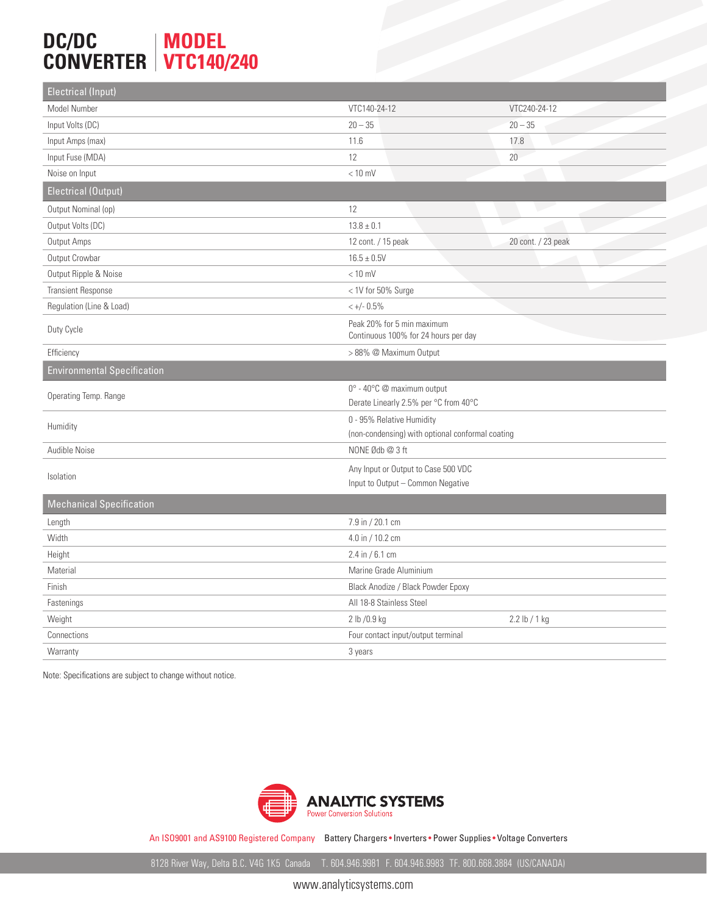# DC/DC CONVERTER | MODEL VTC140/240

| | | |
|---|---|---|
| **Electrical (Input)** | | |
| Model Number | VTC140-24-12 | VTC240-24-12 |
| Input Volts (DC) | 20 – 35 | 20 – 35 |
| Input Amps (max) | 11.6 | 17.8 |
| Input Fuse (MDA) | 12 | 20 |
| Noise on Input | < 10 mV | |
| **Electrical (Output)** | | |
| Output Nominal (op) | 12 | |
| Output Volts (DC) | 13.8 ± 0.1 | |
| Output Amps | 12 cont. / 15 peak | 20 cont. / 23 peak |
| Output Crowbar | 16.5 ± 0.5V | |
| Output Ripple & Noise | < 10 mV | |
| Transient Response | < 1V for 50% Surge | |
| Regulation (Line & Load) | < +/- 0.5% | |
| Duty Cycle | Peak 20% for 5 min maximum<br>Continuous 100% for 24 hours per day | |
| Efficiency | > 88% @ Maximum Output | |
| **Environmental Specification** | | |
| Operating Temp. Range | 0° - 40°C @ maximum output<br>Derate Linearly 2.5% per °C from 40°C | |
| Humidity | 0 - 95% Relative Humidity<br>(non-condensing) with optional conformal coating | |
| Audible Noise | NONE Ødb @ 3 ft | |
| Isolation | Any Input or Output to Case 500 VDC<br>Input to Output – Common Negative | |
| **Mechanical Specification** | | |
| Length | 7.9 in / 20.1 cm | |
| Width | 4.0 in / 10.2 cm | |
| Height | 2.4 in / 6.1 cm | |
| Material | Marine Grade Aluminium | |
| Finish | Black Anodize / Black Powder Epoxy | |
| Fastenings | All 18-8 Stainless Steel | |
| Weight | 2 lb /0.9 kg | 2.2 lb / 1 kg |
| Connections | Four contact input/output terminal | |
| Warranty | 3 years | |

Note: Specifications are subject to change without notice.

**ANALYTIC SYSTEMS**
Power Conversion Solutions

An ISO9001 and AS9100 Registered Company Battery Chargers • Inverters • Power Supplies • Voltage Converters

8128 River Way, Delta B.C. V4G 1K5 Canada T. 604.946.9981 F. 604.946.9983 TF. 800.668.3884 (US/CANADA)

www.analyticsystems.com